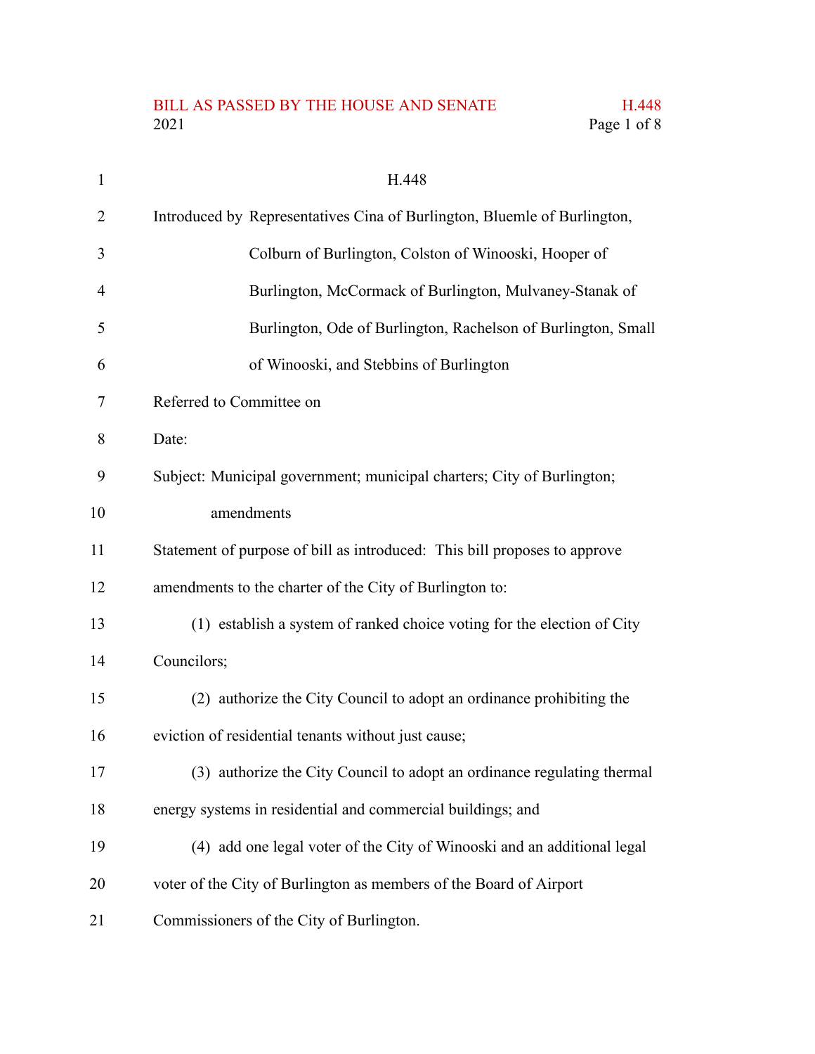# H.448

Introduced by Representatives Cina of Burlington, Bluemle of Burlington, Colburn of Burlington, Colston of Winooski, Hooper of Burlington, McCormack of Burlington, Mulvaney-Stanak of Burlington, Ode of Burlington, Rachelson of Burlington, Small of Winooski, and Stebbins of Burlington

Referred to Committee on

Date:

Subject: Municipal government; municipal charters; City of Burlington; amendments

Statement of purpose of bill as introduced: This bill proposes to approve amendments to the charter of the City of Burlington to:

(1) establish a system of ranked choice voting for the election of City Councilors;

(2) authorize the City Council to adopt an ordinance prohibiting the eviction of residential tenants without just cause;

(3) authorize the City Council to adopt an ordinance regulating thermal energy systems in residential and commercial buildings; and

(4) add one legal voter of the City of Winooski and an additional legal voter of the City of Burlington as members of the Board of Airport Commissioners of the City of Burlington.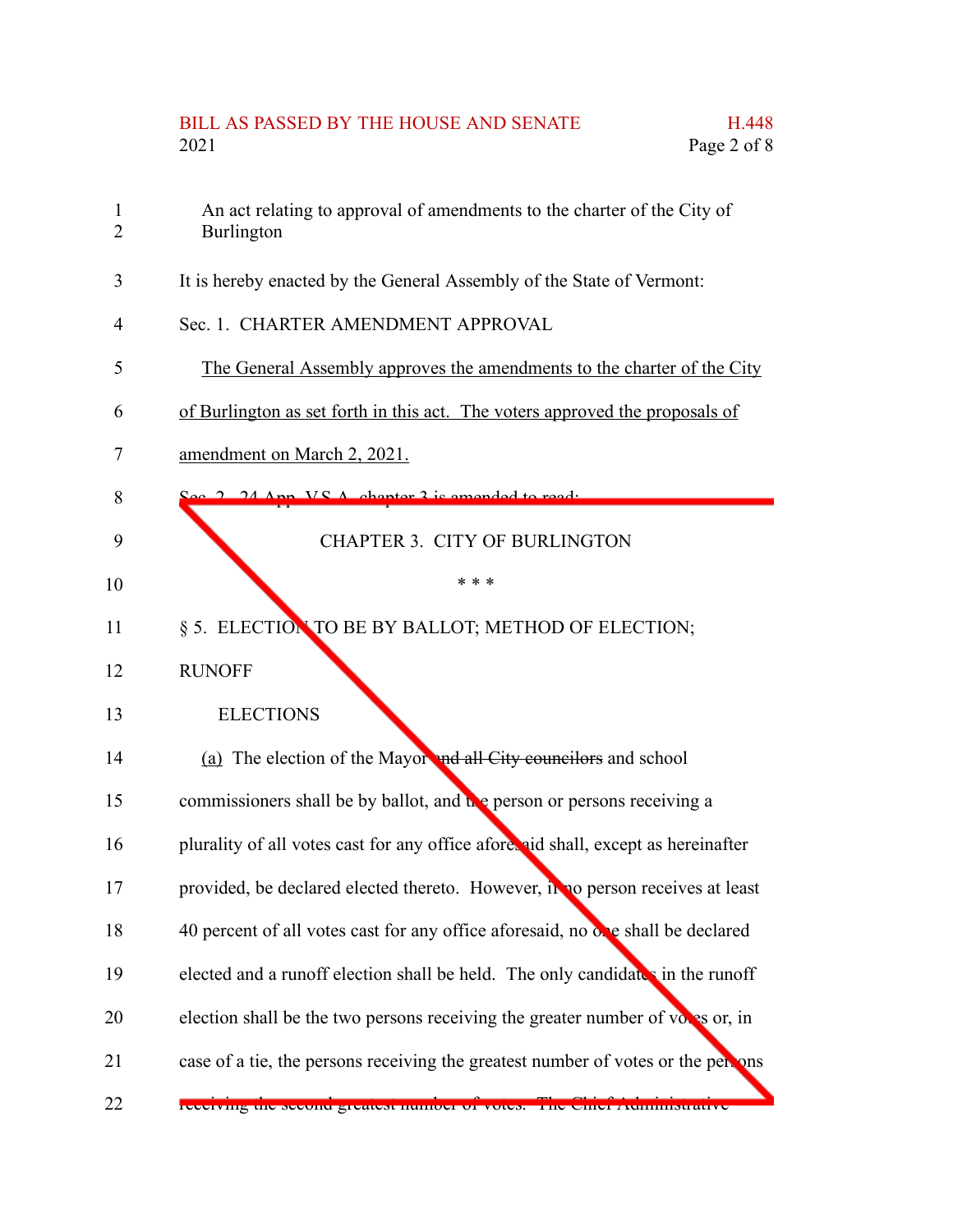An act relating to approval of amendments to the charter of the City of Burlington

It is hereby enacted by the General Assembly of the State of Vermont:

Sec. 1. CHARTER AMENDMENT APPROVAL

The General Assembly approves the amendments to the charter of the City of Burlington as set forth in this act. The voters approved the proposals of amendment on March 2, 2021.

Sec. 2. 24 App. V.S.A. chapter 3 is amended to read:

CHAPTER 3. CITY OF BURLINGTON

\* \* \*

§ 5. ELECTION TO BE BY BALLOT; METHOD OF ELECTION; RUNOFF

ELECTIONS

(a) The election of the Mayor ~~and all City councilors~~ and school commissioners shall be by ballot, and the person or persons receiving a plurality of all votes cast for any office aforesaid shall, except as hereinafter provided, be declared elected thereto. However, if no person receives at least 40 percent of all votes cast for any office aforesaid, no one shall be declared elected and a runoff election shall be held. The only candidates in the runoff election shall be the two persons receiving the greater number of votes or, in case of a tie, the persons receiving the greatest number of votes or the persons receiving the second greatest number of votes. The Chief Administrative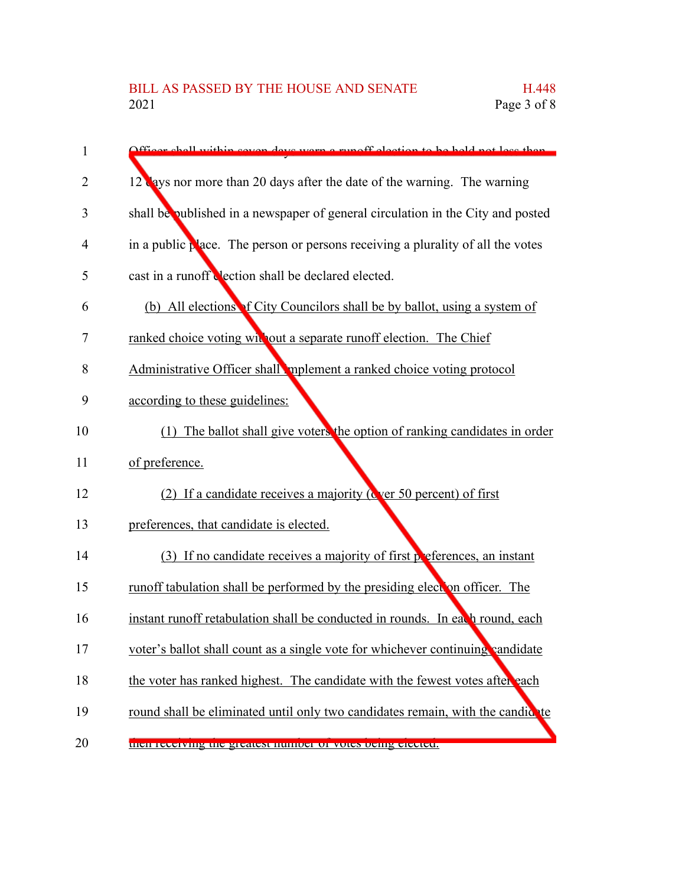Officer shall within seven days warn a runoff election to be held not less than 12 days nor more than 20 days after the date of the warning. The warning shall be published in a newspaper of general circulation in the City and posted in a public place. The person or persons receiving a plurality of all the votes cast in a runoff election shall be declared elected.

(b) All elections of City Councilors shall be by ballot, using a system of ranked choice voting without a separate runoff election. The Chief Administrative Officer shall implement a ranked choice voting protocol according to these guidelines:

(1) The ballot shall give voters the option of ranking candidates in order of preference.

(2) If a candidate receives a majority (over 50 percent) of first preferences, that candidate is elected.

(3) If no candidate receives a majority of first preferences, an instant runoff tabulation shall be performed by the presiding election officer. The instant runoff retabulation shall be conducted in rounds. In each round, each voter's ballot shall count as a single vote for whichever continuing candidate the voter has ranked highest. The candidate with the fewest votes after each round shall be eliminated until only two candidates remain, with the candidate then receiving the greatest number of votes being elected.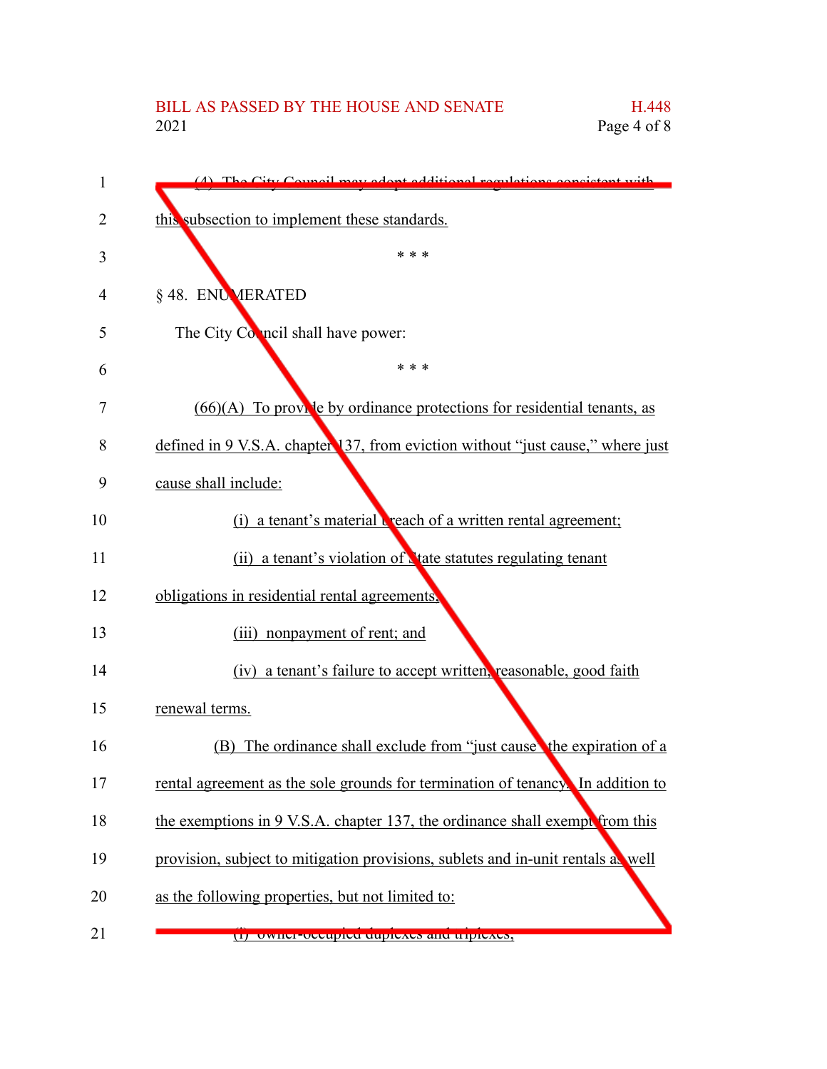(4) The City Council may adopt additional regulations consistent with this subsection to implement these standards.

\* \* \*

§ 48. ENUMERATED

The City Council shall have power:

\* \* \*

(66)(A) To provide by ordinance protections for residential tenants, as defined in 9 V.S.A. chapter 137, from eviction without "just cause," where just cause shall include:

(i) a tenant's material breach of a written rental agreement;

(ii) a tenant's violation of State statutes regulating tenant obligations in residential rental agreements;

(iii) nonpayment of rent; and

(iv) a tenant's failure to accept written, reasonable, good faith renewal terms.

(B) The ordinance shall exclude from "just cause" the expiration of a rental agreement as the sole grounds for termination of tenancy. In addition to the exemptions in 9 V.S.A. chapter 137, the ordinance shall exempt from this provision, subject to mitigation provisions, sublets and in-unit rentals as well as the following properties, but not limited to:

(i) owner-occupied duplexes and triplexes;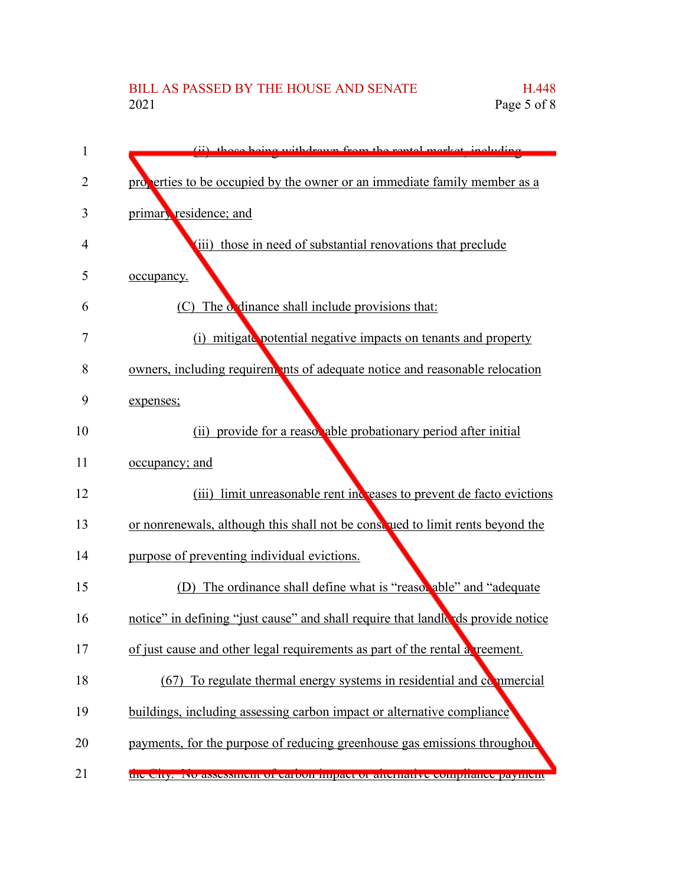(ii) those being withdrawn from the rental market, including properties to be occupied by the owner or an immediate family member as a primary residence; and

(iii) those in need of substantial renovations that preclude occupancy.

(C) The ordinance shall include provisions that:

(i) mitigate potential negative impacts on tenants and property owners, including requirements of adequate notice and reasonable relocation expenses;

(ii) provide for a reasonable probationary period after initial occupancy; and

(iii) limit unreasonable rent increases to prevent de facto evictions or nonrenewals, although this shall not be construed to limit rents beyond the purpose of preventing individual evictions.

(D) The ordinance shall define what is "reasonable" and "adequate notice" in defining "just cause" and shall require that landlords provide notice of just cause and other legal requirements as part of the rental agreement.

(67) To regulate thermal energy systems in residential and commercial buildings, including assessing carbon impact or alternative compliance payments, for the purpose of reducing greenhouse gas emissions throughout the City. No assessment of carbon impact or alternative compliance payment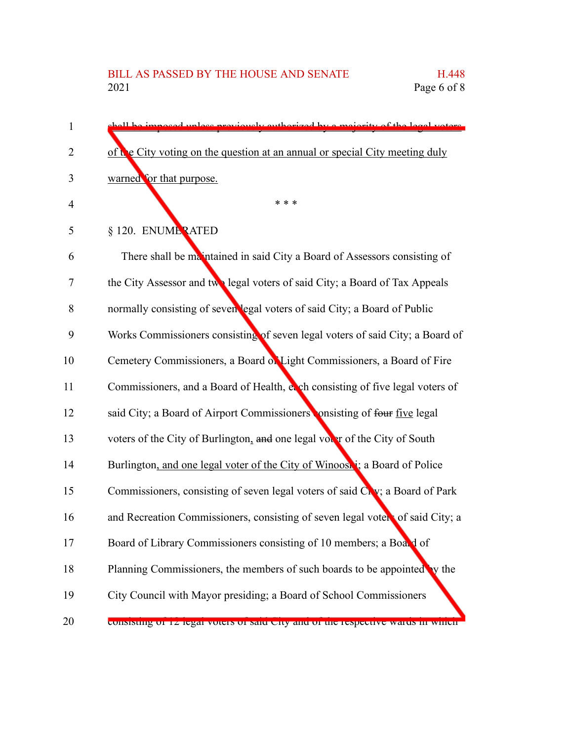shall be imposed unless previously authorized by a majority of the legal voters of the City voting on the question at an annual or special City meeting duly warned for that purpose.

\* \* \*

§ 120. ENUMERATED

There shall be maintained in said City a Board of Assessors consisting of the City Assessor and two legal voters of said City; a Board of Tax Appeals normally consisting of seven legal voters of said City; a Board of Public Works Commissioners consisting of seven legal voters of said City; a Board of Cemetery Commissioners, a Board of Light Commissioners, a Board of Fire Commissioners, and a Board of Health, each consisting of five legal voters of said City; a Board of Airport Commissioners consisting of ~~four~~ five legal voters of the City of Burlington, ~~and~~ one legal voter of the City of South Burlington, and one legal voter of the City of Winooski; a Board of Police Commissioners, consisting of seven legal voters of said City; a Board of Park and Recreation Commissioners, consisting of seven legal voters of said City; a Board of Library Commissioners consisting of 10 members; a Board of Planning Commissioners, the members of such boards to be appointed by the City Council with Mayor presiding; a Board of School Commissioners consisting of 12 legal voters of said City and of the respective wards in which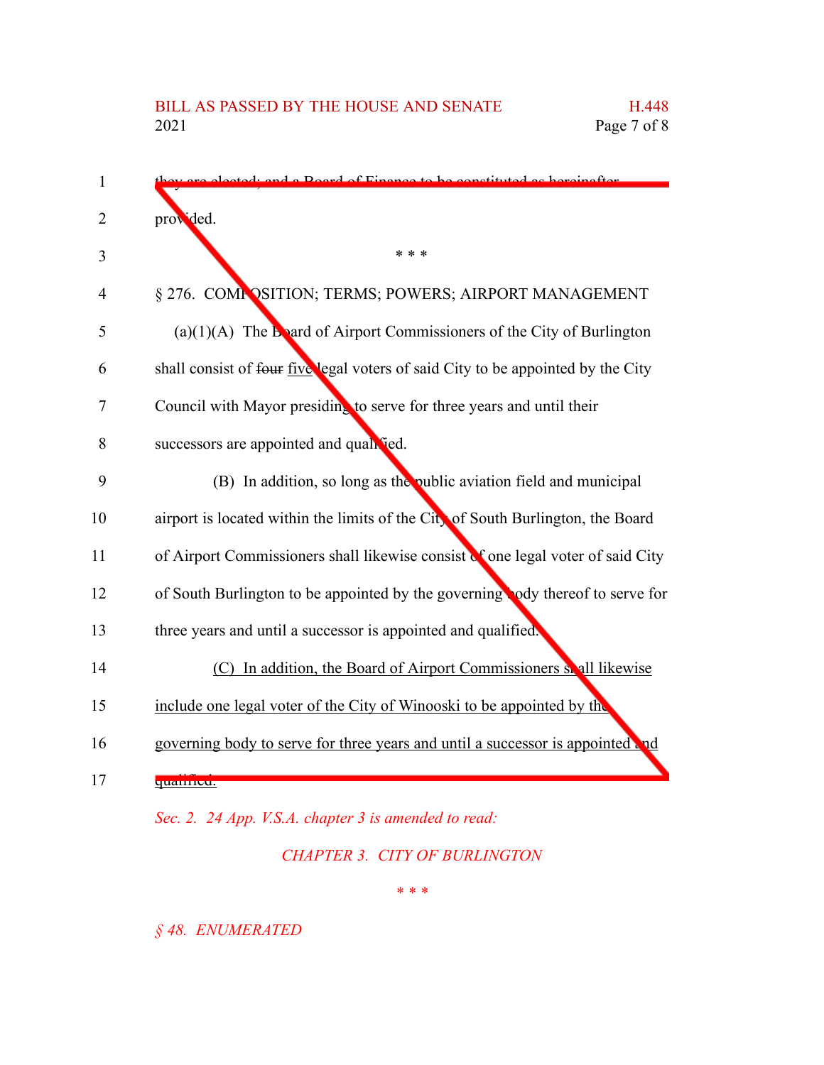they are elected; and a Board of Finance to be constituted as hereinafter provided.

\* \* \*

§ 276. COMPOSITION; TERMS; POWERS; AIRPORT MANAGEMENT

(a)(1)(A) The Board of Airport Commissioners of the City of Burlington shall consist of ~~four~~ five legal voters of said City to be appointed by the City Council with Mayor presiding to serve for three years and until their successors are appointed and qualified.

(B) In addition, so long as the public aviation field and municipal airport is located within the limits of the City of South Burlington, the Board of Airport Commissioners shall likewise consist of one legal voter of said City of South Burlington to be appointed by the governing body thereof to serve for three years and until a successor is appointed and qualified.

(C) In addition, the Board of Airport Commissioners shall likewise include one legal voter of the City of Winooski to be appointed by the governing body to serve for three years and until a successor is appointed and qualified.

*Sec. 2. 24 App. V.S.A. chapter 3 is amended to read:*

*CHAPTER 3. CITY OF BURLINGTON*

*\* \* \**

*§ 48. ENUMERATED*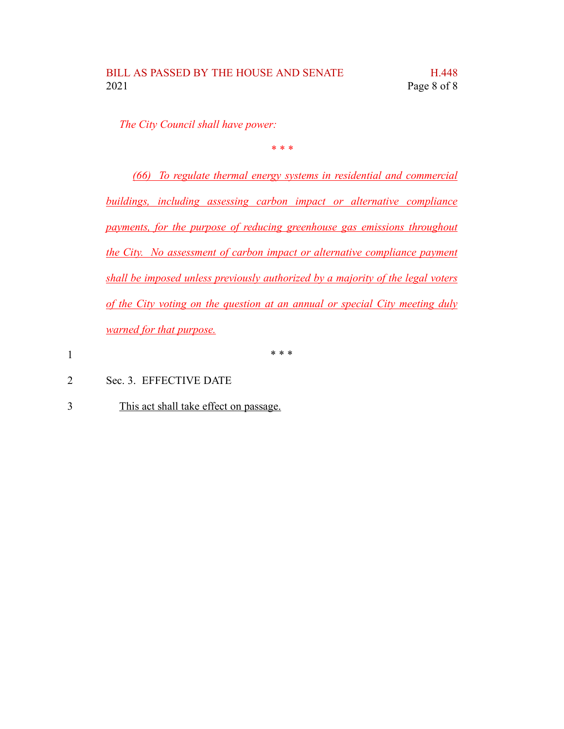*The City Council shall have power:*

\* \* \*

*(66) To regulate thermal energy systems in residential and commercial buildings, including assessing carbon impact or alternative compliance payments, for the purpose of reducing greenhouse gas emissions throughout the City. No assessment of carbon impact or alternative compliance payment shall be imposed unless previously authorized by a majority of the legal voters of the City voting on the question at an annual or special City meeting duly warned for that purpose.*

\* \* \*

Sec. 3. EFFECTIVE DATE

This act shall take effect on passage.